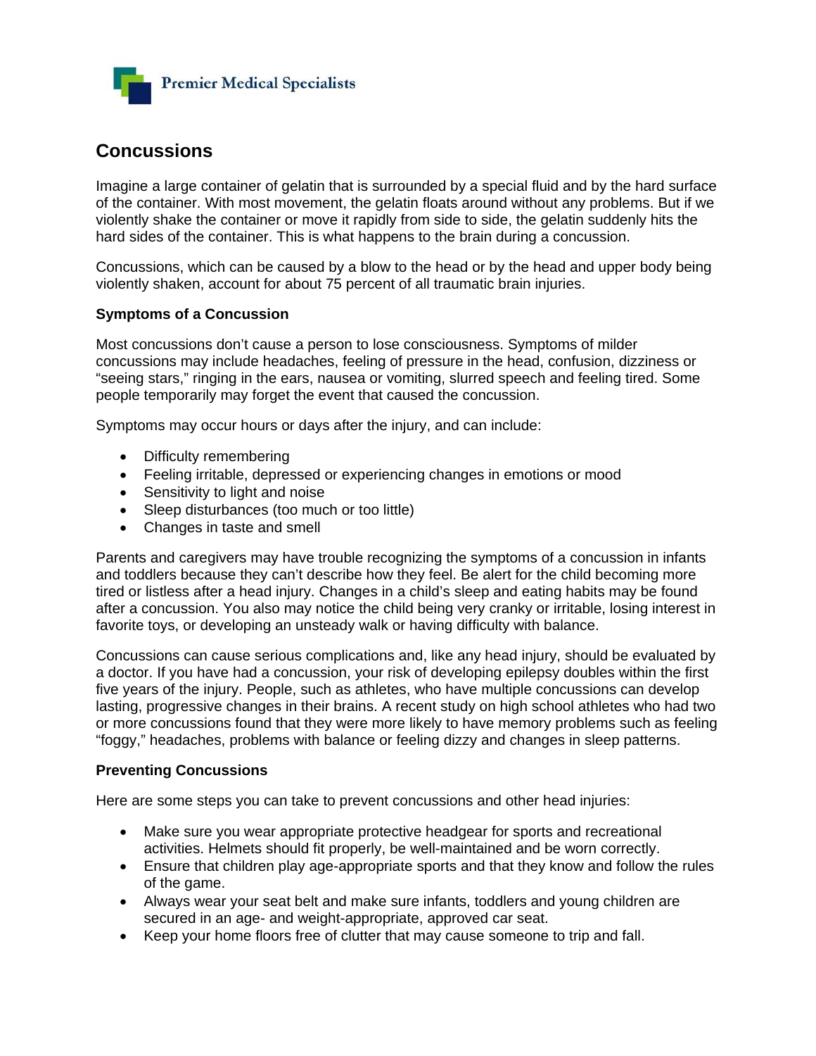Premier Medical Specialists

# Concussions

Imagine a large container of gelatin that is surrounded by a special fluid and by the hard surface of the container. With most movement, the gelatin floats around without any problems. But if we violently shake the container or move it rapidly from side to side, the gelatin suddenly hits the hard sides of the container. This is what happens to the brain during a concussion.

Concussions, which can be caused by a blow to the head or by the head and upper body being violently shaken, account for about 75 percent of all traumatic brain injuries.

**Symptoms of a Concussion**

Most concussions don't cause a person to lose consciousness. Symptoms of milder concussions may include headaches, feeling of pressure in the head, confusion, dizziness or "seeing stars," ringing in the ears, nausea or vomiting, slurred speech and feeling tired. Some people temporarily may forget the event that caused the concussion.

Symptoms may occur hours or days after the injury, and can include:

- Difficulty remembering
- Feeling irritable, depressed or experiencing changes in emotions or mood
- Sensitivity to light and noise
- Sleep disturbances (too much or too little)
- Changes in taste and smell

Parents and caregivers may have trouble recognizing the symptoms of a concussion in infants and toddlers because they can't describe how they feel. Be alert for the child becoming more tired or listless after a head injury. Changes in a child's sleep and eating habits may be found after a concussion. You also may notice the child being very cranky or irritable, losing interest in favorite toys, or developing an unsteady walk or having difficulty with balance.

Concussions can cause serious complications and, like any head injury, should be evaluated by a doctor. If you have had a concussion, your risk of developing epilepsy doubles within the first five years of the injury. People, such as athletes, who have multiple concussions can develop lasting, progressive changes in their brains. A recent study on high school athletes who had two or more concussions found that they were more likely to have memory problems such as feeling "foggy," headaches, problems with balance or feeling dizzy and changes in sleep patterns.

**Preventing Concussions**

Here are some steps you can take to prevent concussions and other head injuries:

- Make sure you wear appropriate protective headgear for sports and recreational activities. Helmets should fit properly, be well-maintained and be worn correctly.
- Ensure that children play age-appropriate sports and that they know and follow the rules of the game.
- Always wear your seat belt and make sure infants, toddlers and young children are secured in an age- and weight-appropriate, approved car seat.
- Keep your home floors free of clutter that may cause someone to trip and fall.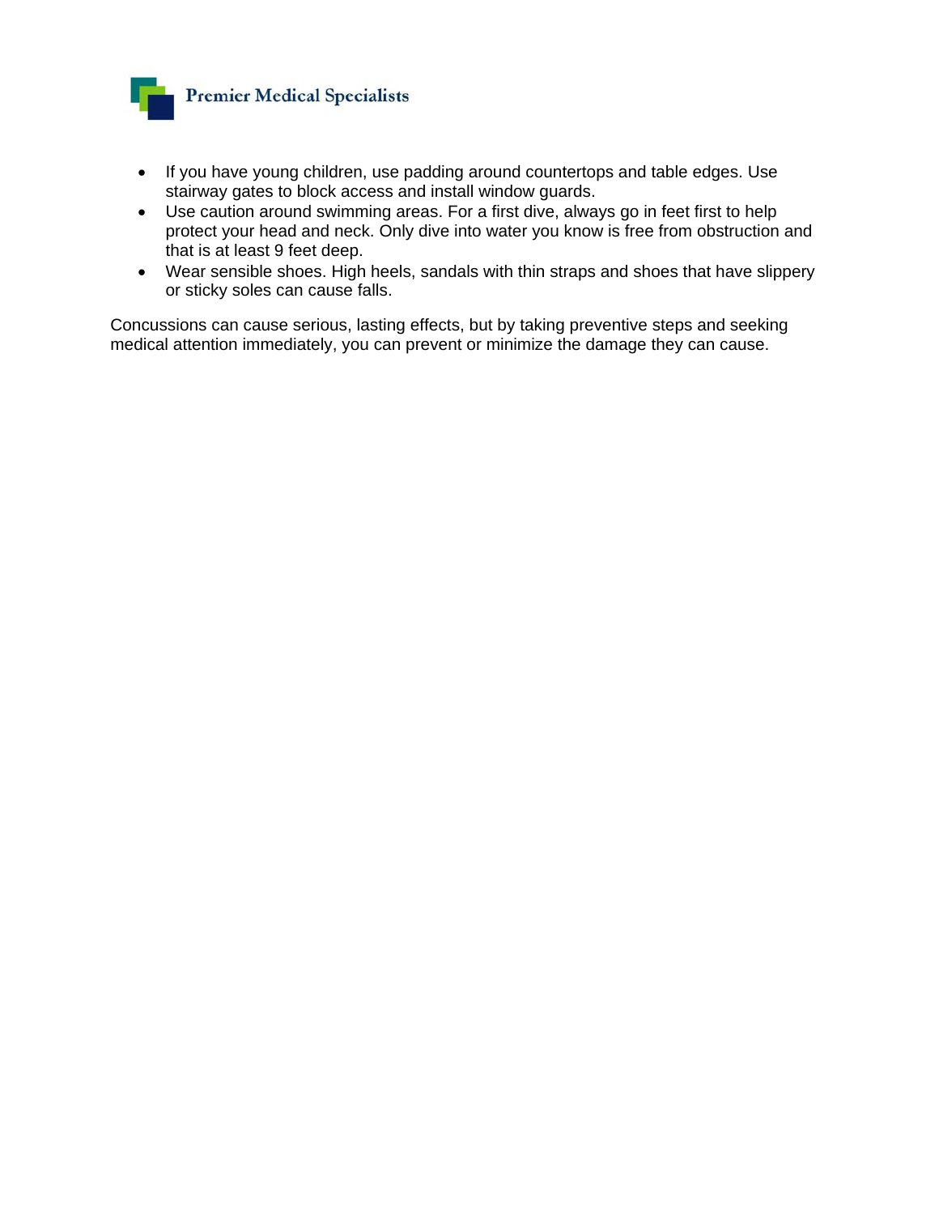- If you have young children, use padding around countertops and table edges. Use stairway gates to block access and install window guards.
- Use caution around swimming areas. For a first dive, always go in feet first to help protect your head and neck. Only dive into water you know is free from obstruction and that is at least 9 feet deep.
- Wear sensible shoes. High heels, sandals with thin straps and shoes that have slippery or sticky soles can cause falls.

Concussions can cause serious, lasting effects, but by taking preventive steps and seeking medical attention immediately, you can prevent or minimize the damage they can cause.